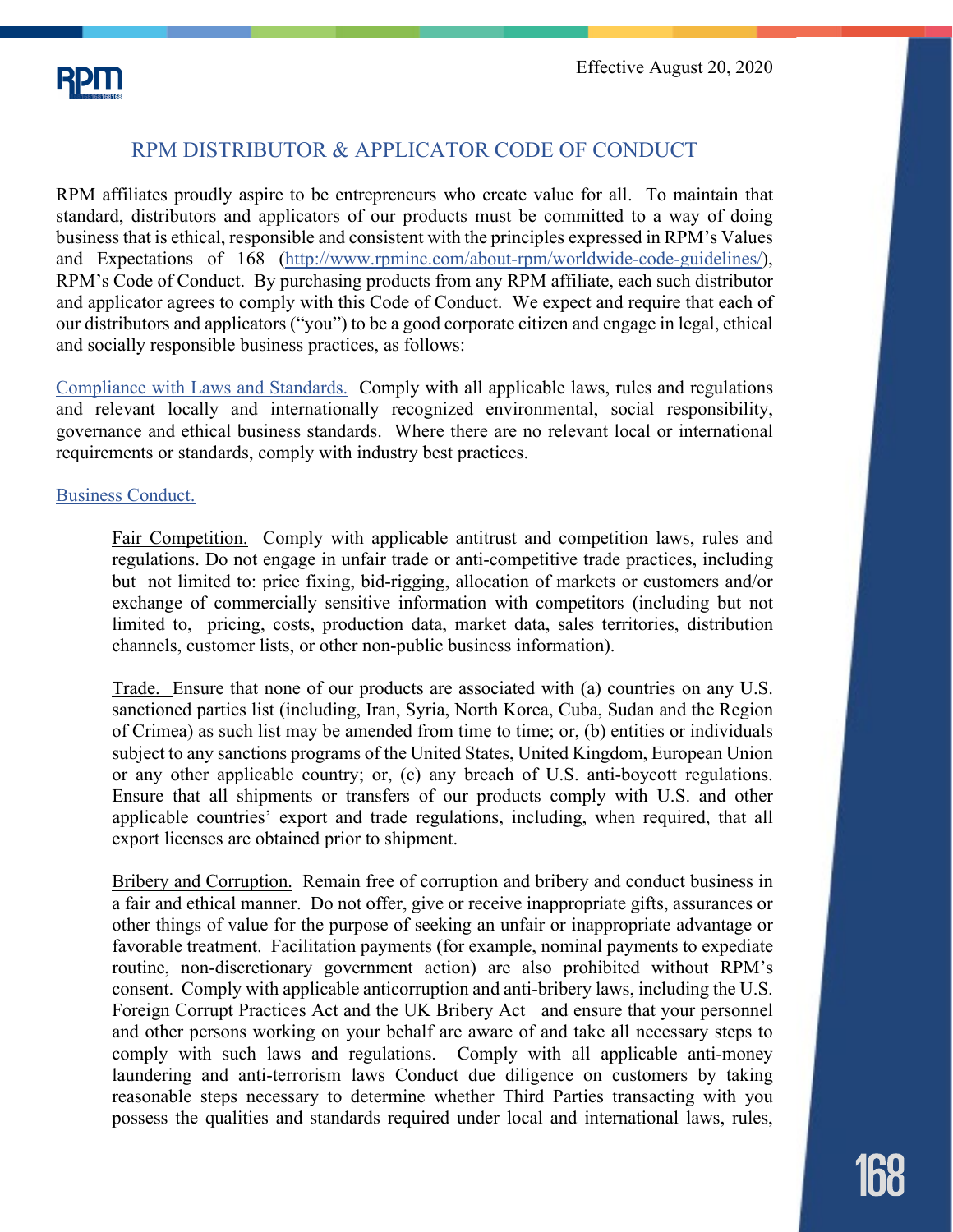Effective August 20, 2020

# RPM DISTRIBUTOR & APPLICATOR CODE OF CONDUCT

RPM affiliates proudly aspire to be entrepreneurs who create value for all. To maintain that standard, distributors and applicators of our products must be committed to a way of doing business that is ethical, responsible and consistent with the principles expressed in RPM's Values and Expectations of 168 (http://www.rpminc.com/about-rpm/worldwide-code-guidelines/), RPM's Code of Conduct. By purchasing products from any RPM affiliate, each such distributor and applicator agrees to comply with this Code of Conduct. We expect and require that each of our distributors and applicators ("you") to be a good corporate citizen and engage in legal, ethical and socially responsible business practices, as follows:

Compliance with Laws and Standards. Comply with all applicable laws, rules and regulations and relevant locally and internationally recognized environmental, social responsibility, governance and ethical business standards. Where there are no relevant local or international requirements or standards, comply with industry best practices.

## Business Conduct.

Fair Competition. Comply with applicable antitrust and competition laws, rules and regulations. Do not engage in unfair trade or anti-competitive trade practices, including but not limited to: price fixing, bid-rigging, allocation of markets or customers and/or exchange of commercially sensitive information with competitors (including but not limited to, pricing, costs, production data, market data, sales territories, distribution channels, customer lists, or other non-public business information).

Trade. Ensure that none of our products are associated with (a) countries on any U.S. sanctioned parties list (including, Iran, Syria, North Korea, Cuba, Sudan and the Region of Crimea) as such list may be amended from time to time; or, (b) entities or individuals subject to any sanctions programs of the United States, United Kingdom, European Union or any other applicable country; or, (c) any breach of U.S. anti-boycott regulations. Ensure that all shipments or transfers of our products comply with U.S. and other applicable countries' export and trade regulations, including, when required, that all export licenses are obtained prior to shipment.

Bribery and Corruption. Remain free of corruption and bribery and conduct business in a fair and ethical manner. Do not offer, give or receive inappropriate gifts, assurances or other things of value for the purpose of seeking an unfair or inappropriate advantage or favorable treatment. Facilitation payments (for example, nominal payments to expedite routine, non-discretionary government action) are also prohibited without RPM's consent. Comply with applicable anticorruption and anti-bribery laws, including the U.S. Foreign Corrupt Practices Act and the UK Bribery Act and ensure that your personnel and other persons working on your behalf are aware of and take all necessary steps to comply with such laws and regulations. Comply with all applicable anti-money laundering and anti-terrorism laws Conduct due diligence on customers by taking reasonable steps necessary to determine whether Third Parties transacting with you possess the qualities and standards required under local and international laws, rules,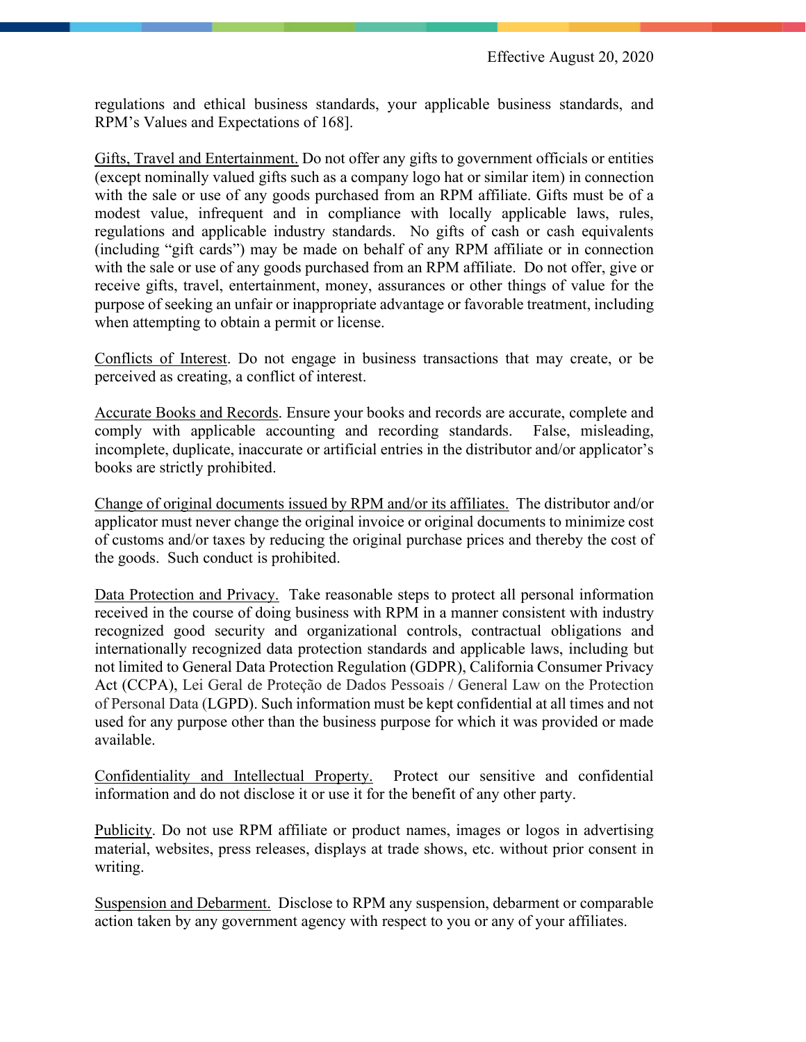regulations and ethical business standards, your applicable business standards, and RPM's Values and Expectations of 168].

<u>Gifts, Travel and Entertainment.</u> Do not offer any gifts to government officials or entities (except nominally valued gifts such as a company logo hat or similar item) in connection with the sale or use of any goods purchased from an RPM affiliate. Gifts must be of a modest value, infrequent and in compliance with locally applicable laws, rules, regulations and applicable industry standards. No gifts of cash or cash equivalents (including "gift cards") may be made on behalf of any RPM affiliate or in connection with the sale or use of any goods purchased from an RPM affiliate. Do not offer, give or receive gifts, travel, entertainment, money, assurances or other things of value for the purpose of seeking an unfair or inappropriate advantage or favorable treatment, including when attempting to obtain a permit or license.

<u>Conflicts of Interest</u>. Do not engage in business transactions that may create, or be perceived as creating, a conflict of interest.

<u>Accurate Books and Records</u>. Ensure your books and records are accurate, complete and comply with applicable accounting and recording standards. False, misleading, incomplete, duplicate, inaccurate or artificial entries in the distributor and/or applicator's books are strictly prohibited.

<u>Change of original documents issued by RPM and/or its affiliates.</u> The distributor and/or applicator must never change the original invoice or original documents to minimize cost of customs and/or taxes by reducing the original purchase prices and thereby the cost of the goods. Such conduct is prohibited.

<u>Data Protection and Privacy.</u> Take reasonable steps to protect all personal information received in the course of doing business with RPM in a manner consistent with industry recognized good security and organizational controls, contractual obligations and internationally recognized data protection standards and applicable laws, including but not limited to General Data Protection Regulation (GDPR), California Consumer Privacy Act (CCPA), Lei Geral de Proteção de Dados Pessoais / General Law on the Protection of Personal Data (LGPD). Such information must be kept confidential at all times and not used for any purpose other than the business purpose for which it was provided or made available.

<u>Confidentiality and Intellectual Property.</u> Protect our sensitive and confidential information and do not disclose it or use it for the benefit of any other party.

<u>Publicity</u>. Do not use RPM affiliate or product names, images or logos in advertising material, websites, press releases, displays at trade shows, etc. without prior consent in writing.

<u>Suspension and Debarment.</u> Disclose to RPM any suspension, debarment or comparable action taken by any government agency with respect to you or any of your affiliates.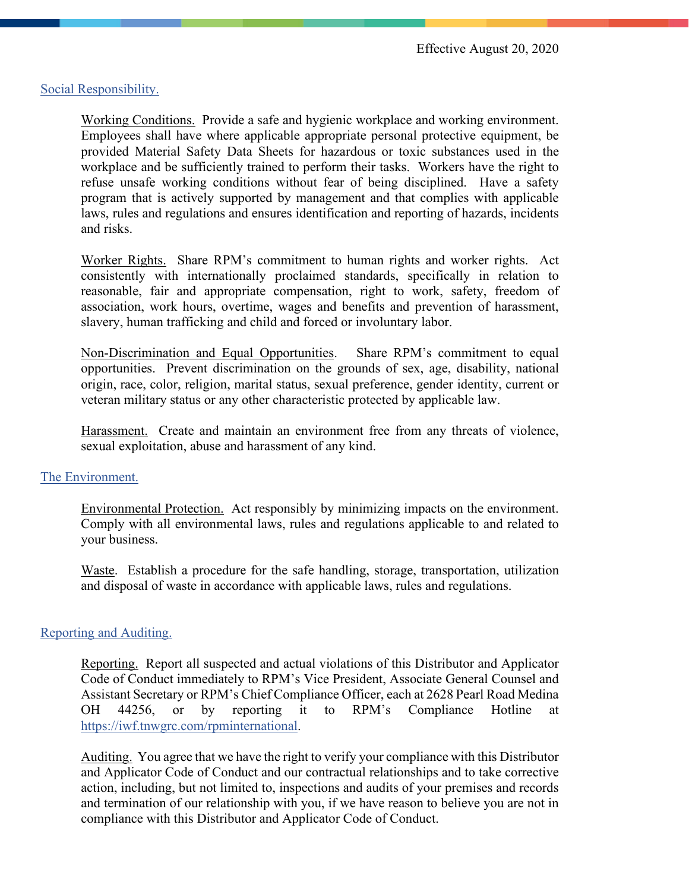Effective August 20, 2020

## Social Responsibility.

Working Conditions. Provide a safe and hygienic workplace and working environment. Employees shall have where applicable appropriate personal protective equipment, be provided Material Safety Data Sheets for hazardous or toxic substances used in the workplace and be sufficiently trained to perform their tasks. Workers have the right to refuse unsafe working conditions without fear of being disciplined. Have a safety program that is actively supported by management and that complies with applicable laws, rules and regulations and ensures identification and reporting of hazards, incidents and risks.

Worker Rights. Share RPM's commitment to human rights and worker rights. Act consistently with internationally proclaimed standards, specifically in relation to reasonable, fair and appropriate compensation, right to work, safety, freedom of association, work hours, overtime, wages and benefits and prevention of harassment, slavery, human trafficking and child and forced or involuntary labor.

Non-Discrimination and Equal Opportunities. Share RPM's commitment to equal opportunities. Prevent discrimination on the grounds of sex, age, disability, national origin, race, color, religion, marital status, sexual preference, gender identity, current or veteran military status or any other characteristic protected by applicable law.

Harassment. Create and maintain an environment free from any threats of violence, sexual exploitation, abuse and harassment of any kind.

## The Environment.

Environmental Protection. Act responsibly by minimizing impacts on the environment. Comply with all environmental laws, rules and regulations applicable to and related to your business.

Waste. Establish a procedure for the safe handling, storage, transportation, utilization and disposal of waste in accordance with applicable laws, rules and regulations.

## Reporting and Auditing.

Reporting. Report all suspected and actual violations of this Distributor and Applicator Code of Conduct immediately to RPM's Vice President, Associate General Counsel and Assistant Secretary or RPM's Chief Compliance Officer, each at 2628 Pearl Road Medina OH 44256, or by reporting it to RPM's Compliance Hotline at https://iwf.tnwgrc.com/rpminternational.

Auditing. You agree that we have the right to verify your compliance with this Distributor and Applicator Code of Conduct and our contractual relationships and to take corrective action, including, but not limited to, inspections and audits of your premises and records and termination of our relationship with you, if we have reason to believe you are not in compliance with this Distributor and Applicator Code of Conduct.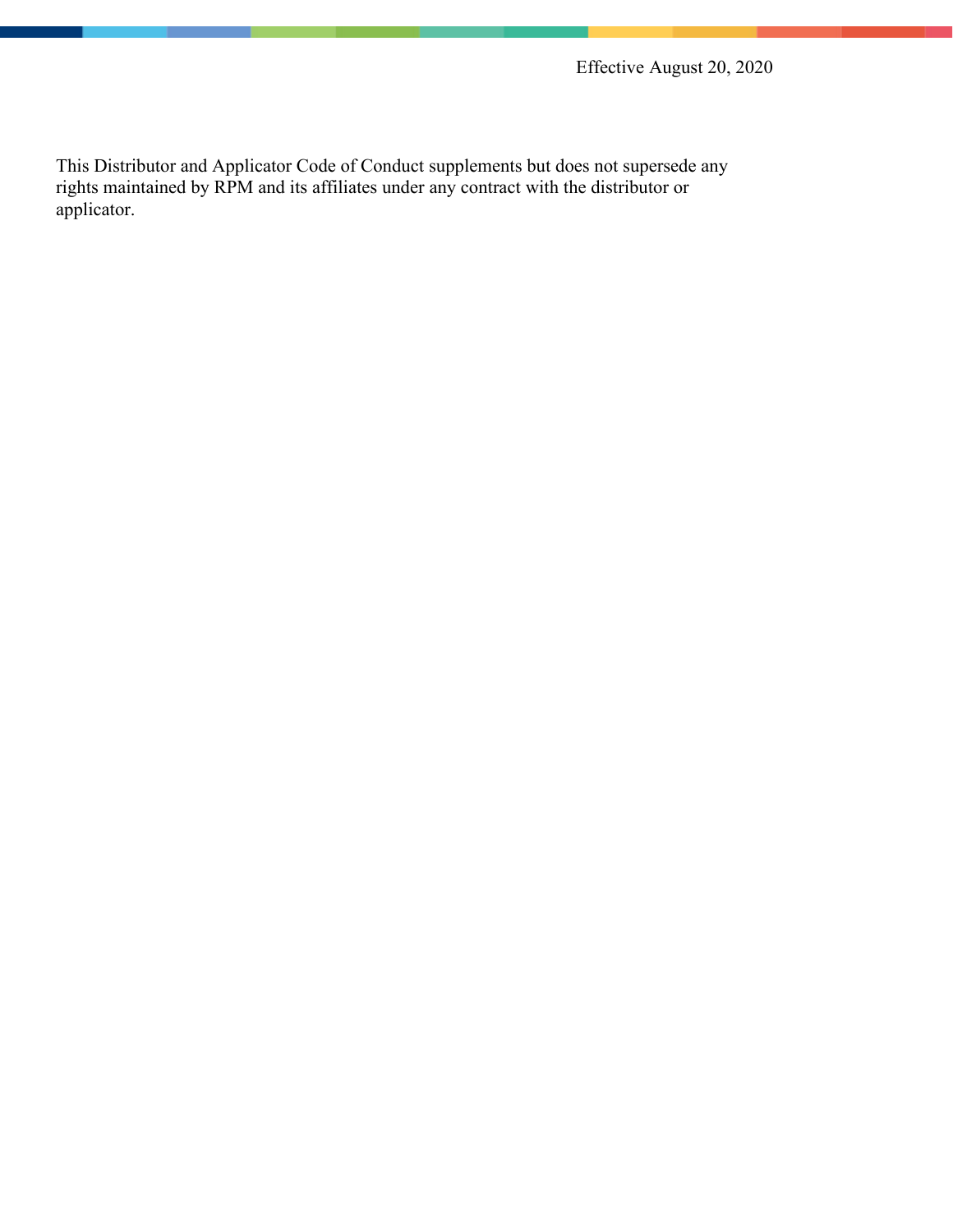Effective August 20, 2020

This Distributor and Applicator Code of Conduct supplements but does not supersede any rights maintained by RPM and its affiliates under any contract with the distributor or applicator.